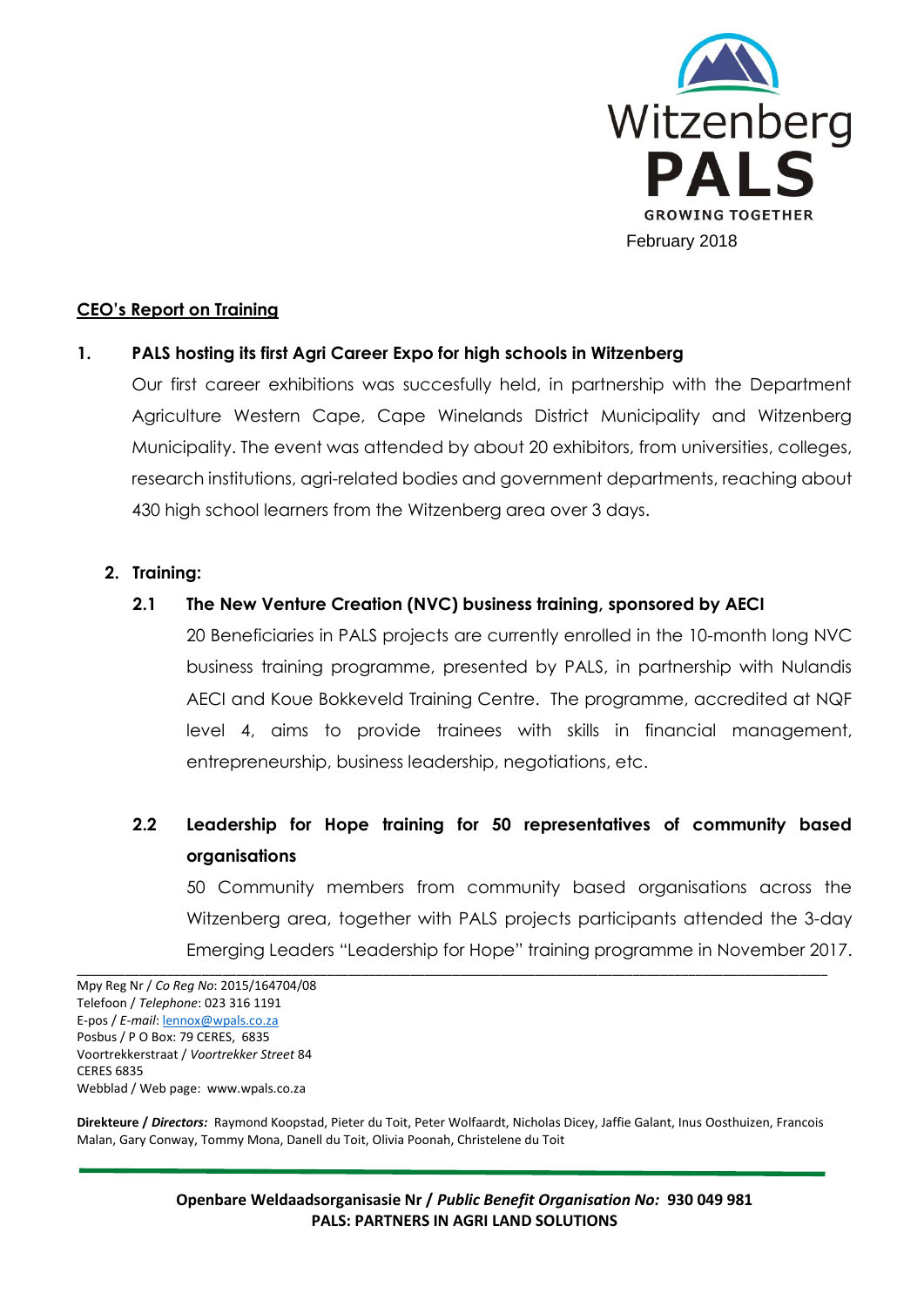Witzenberg
**PALS**
**GROWING TOGETHER**

February 2018

**CEO's Report on Training**

**1. PALS hosting its first Agri Career Expo for high schools in Witzenberg**

Our first career exhibitions was succesfully held, in partnership with the Department Agriculture Western Cape, Cape Winelands District Municipality and Witzenberg Municipality. The event was attended by about 20 exhibitors, from universities, colleges, research institutions, agri-related bodies and government departments, reaching about 430 high school learners from the Witzenberg area over 3 days.

**2. Training:**

**2.1 The New Venture Creation (NVC) business training, sponsored by AECI**

20 Beneficiaries in PALS projects are currently enrolled in the 10-month long NVC business training programme, presented by PALS, in partnership with Nulandis AECI and Koue Bokkeveld Training Centre. The programme, accredited at NQF level 4, aims to provide trainees with skills in financial management, entrepreneurship, business leadership, negotiations, etc.

**2.2 Leadership for Hope training for 50 representatives of community based organisations**

50 Community members from community based organisations across the Witzenberg area, together with PALS projects participants attended the 3-day Emerging Leaders "Leadership for Hope" training programme in November 2017.

Mpy Reg Nr / *Co Reg No*: 2015/164704/08
Telefoon / *Telephone*: 023 316 1191
E-pos / *E-mail*: lennox@wpals.co.za
Posbus / P O Box: 79 CERES, 6835
Voortrekkerstraat / *Voortrekker Street* 84
CERES 6835
Webblad / Web page: www.wpals.co.za

**Direkteure /** ***Directors:*** Raymond Koopstad, Pieter du Toit, Peter Wolfaardt, Nicholas Dicey, Jaffie Galant, Inus Oosthuizen, Francois Malan, Gary Conway, Tommy Mona, Danell du Toit, Olivia Poonah, Christelene du Toit

**Openbare Weldaadsorganisasie Nr /** ***Public Benefit Organisation No:*** **930 049 981**
**PALS: PARTNERS IN AGRI LAND SOLUTIONS**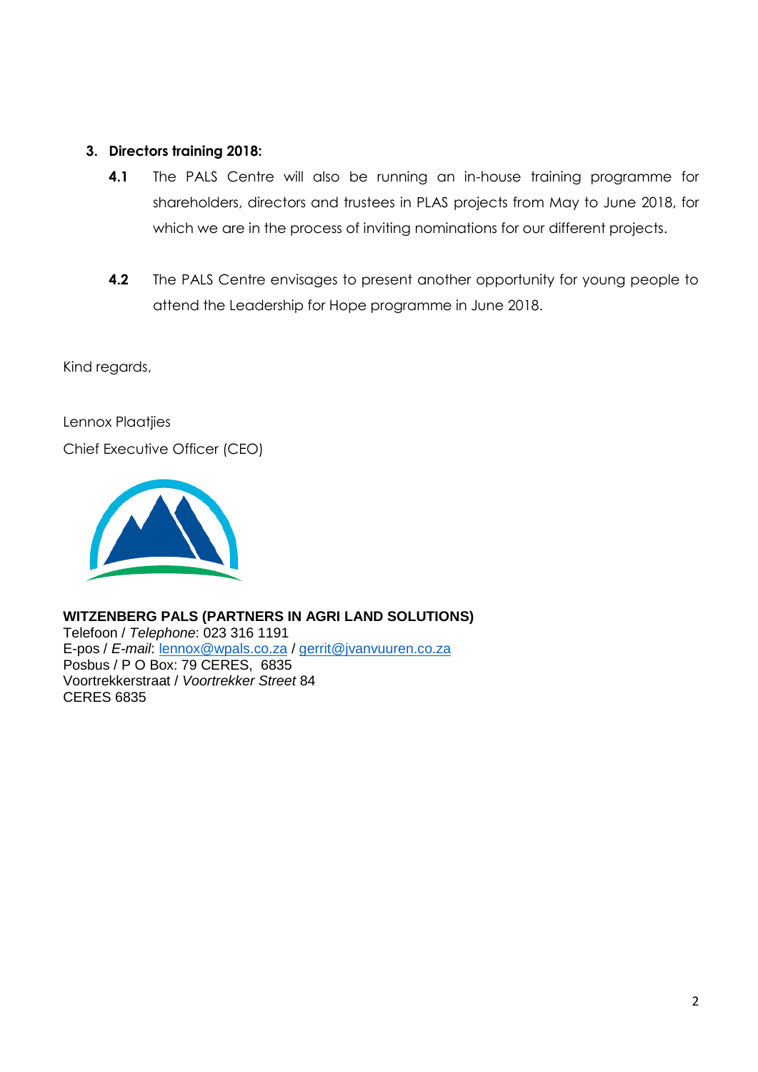3. **Directors training 2018:**

   **4.1** The PALS Centre will also be running an in-house training programme for shareholders, directors and trustees in PLAS projects from May to June 2018, for which we are in the process of inviting nominations for our different projects.

   **4.2** The PALS Centre envisages to present another opportunity for young people to attend the Leadership for Hope programme in June 2018.

Kind regards,

Lennox Plaatjies

Chief Executive Officer (CEO)

**WITZENBERG PALS (PARTNERS IN AGRI LAND SOLUTIONS)**
Telefoon / *Telephone*: 023 316 1191
E-pos / *E-mail*: lennox@wpals.co.za / gerrit@jvanvuuren.co.za
Posbus / P O Box: 79 CERES, 6835
Voortrekkerstraat / *Voortrekker Street* 84
CERES 6835